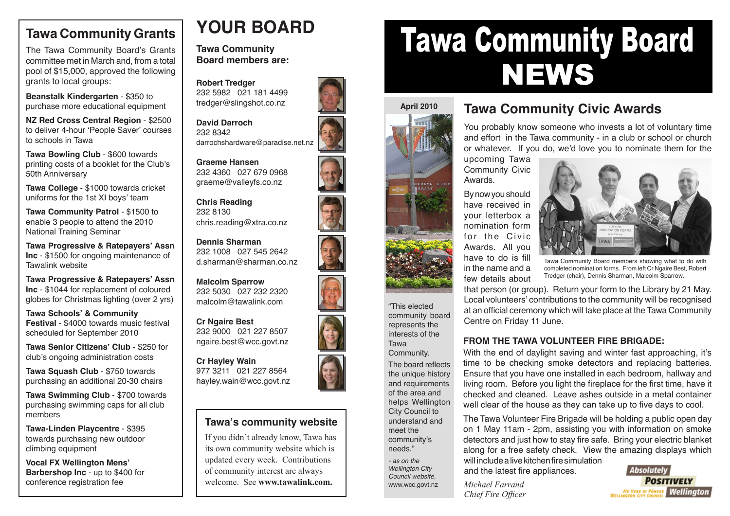# Tawa Community Board NEWS

April 2010

## Tawa Community Civic Awards

You probably know someone who invests a lot of voluntary time and effort in the Tawa community - in a club or school or church or whatever. If you do, we'd love you to nominate them for the upcoming Tawa Community Civic Awards.

By now you should have received in your letterbox a nomination form for the Civic Awards. All you have to do is fill in the name and a few details about that person (or group). Return your form to the Library by 21 May. Local volunteers' contributions to the community will be recognised at an official ceremony which will take place at the Tawa Community Centre on Friday 11 June.

Tawa Community Board members showing what to do with completed nomination forms. From left Cr Ngaire Best, Robert Tredger (chair), Dennis Sharman, Malcolm Sparrow.

### FROM THE TAWA VOLUNTEER FIRE BRIGADE:

With the end of daylight saving and winter fast approaching, it's time to be checking smoke detectors and replacing batteries. Ensure that you have one installed in each bedroom, hallway and living room. Before you light the fireplace for the first time, have it checked and cleaned. Leave ashes outside in a metal container well clear of the house as they can take up to five days to cool.

The Tawa Volunteer Fire Brigade will be holding a public open day on 1 May 11am - 2pm, assisting you with information on smoke detectors and just how to stay fire safe. Bring your electric blanket along for a free safety check. View the amazing displays which will include a live kitchen fire simulation and the latest fire appliances.

*Michael Farrand*
*Chief Fire Officer*

"This elected community board represents the interests of the Tawa Community.

The board reflects the unique history and requirements of the area and helps Wellington City Council to understand and meet the community's needs."

*- as on the Wellington City Council website,* www.wcc.govt.nz

## Tawa Community Grants

The Tawa Community Board's Grants committee met in March and, from a total pool of $15,000, approved the following grants to local groups:

**Beanstalk Kindergarten** - $350 to purchase more educational equipment

**NZ Red Cross Central Region** - $2500 to deliver 4-hour 'People Saver' courses to schools in Tawa

**Tawa Bowling Club** - $600 towards printing costs of a booklet for the Club's 50th Anniversary

**Tawa College** - $1000 towards cricket uniforms for the 1st XI boys' team

**Tawa Community Patrol** - $1500 to enable 3 people to attend the 2010 National Training Seminar

**Tawa Progressive & Ratepayers' Assn Inc** - $1500 for ongoing maintenance of Tawalink website

**Tawa Progressive & Ratepayers' Assn Inc** - $1044 for replacement of coloured globes for Christmas lighting (over 2 yrs)

**Tawa Schools' & Community Festival** - $4000 towards music festival scheduled for September 2010

**Tawa Senior Citizens' Club** - $250 for club's ongoing administration costs

**Tawa Squash Club** - $750 towards purchasing an additional 20-30 chairs

**Tawa Swimming Club** - $700 towards purchasing swimming caps for all club members

**Tawa-Linden Playcentre** - $395 towards purchasing new outdoor climbing equipment

**Vocal FX Wellington Mens' Barbershop Inc** - up to $400 for conference registration fee

## YOUR BOARD

**Tawa Community Board members are:**

**Robert Tredger**
232 5982 021 181 4499
tredger@slingshot.co.nz

**David Darroch**
232 8342
darrochshardware@paradise.net.nz

**Graeme Hansen**
232 4360 027 679 0968
graeme@valleyfs.co.nz

**Chris Reading**
232 8130
chris.reading@xtra.co.nz

**Dennis Sharman**
232 1008 027 545 2642
d.sharman@sharman.co.nz

**Malcolm Sparrow**
232 5030 027 232 2320
malcolm@tawalink.com

**Cr Ngaire Best**
232 9000 021 227 8507
ngaire.best@wcc.govt.nz

**Cr Hayley Wain**
977 3211 021 227 8564
hayley.wain@wcc.govt.nz

## Tawa's community website

If you didn't already know, Tawa has its own community website which is updated every week. Contributions of community interest are always welcome. See **www.tawalink.com.**

Absolutely Positively Wellington
Me Heke Ki Pōneke
Wellington City Council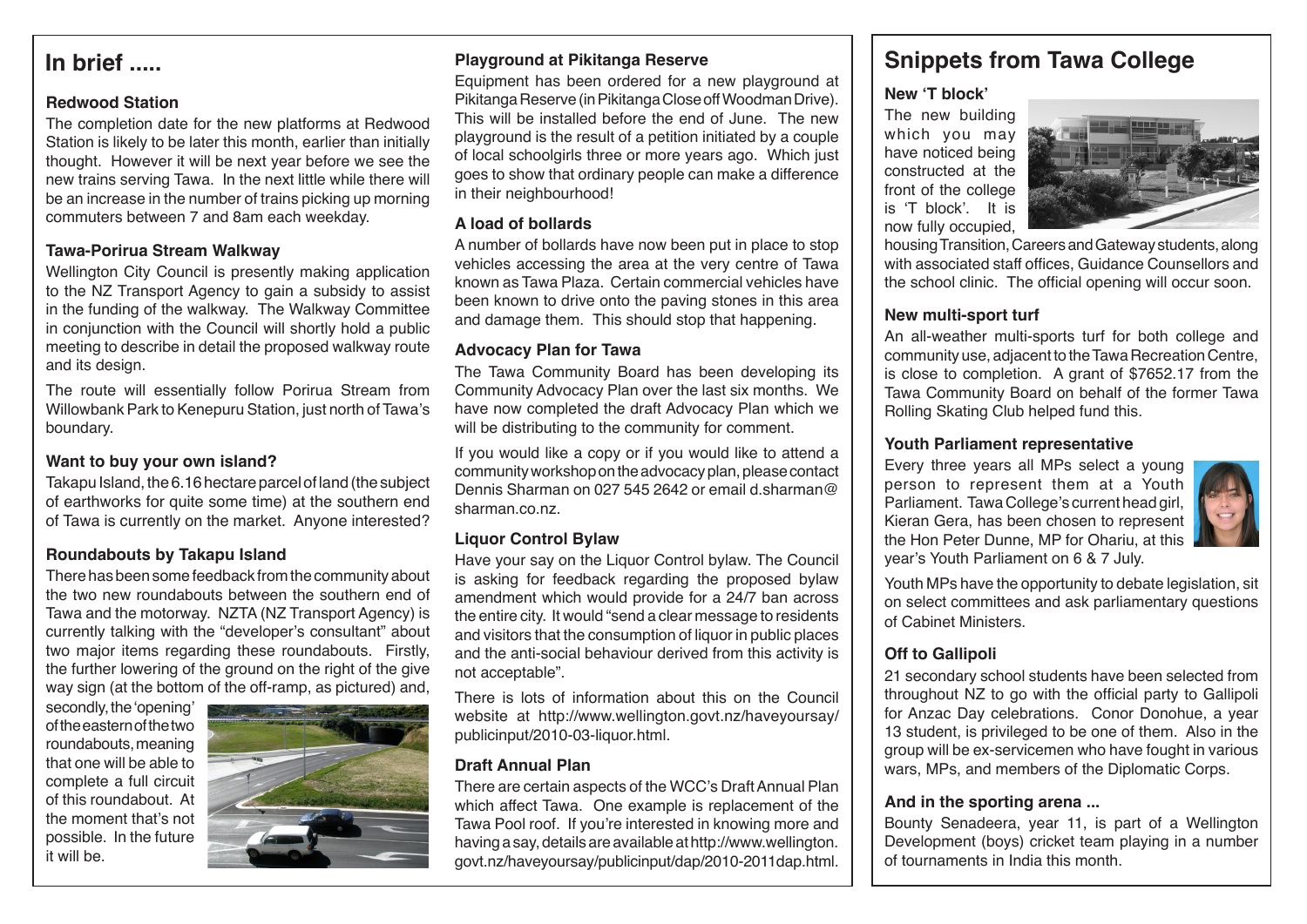# In brief .....

### Redwood Station

The completion date for the new platforms at Redwood Station is likely to be later this month, earlier than initially thought. However it will be next year before we see the new trains serving Tawa. In the next little while there will be an increase in the number of trains picking up morning commuters between 7 and 8am each weekday.

### Tawa-Porirua Stream Walkway

Wellington City Council is presently making application to the NZ Transport Agency to gain a subsidy to assist in the funding of the walkway. The Walkway Committee in conjunction with the Council will shortly hold a public meeting to describe in detail the proposed walkway route and its design.

The route will essentially follow Porirua Stream from Willowbank Park to Kenepuru Station, just north of Tawa's boundary.

### Want to buy your own island?

Takapu Island, the 6.16 hectare parcel of land (the subject of earthworks for quite some time) at the southern end of Tawa is currently on the market. Anyone interested?

### Roundabouts by Takapu Island

There has been some feedback from the community about the two new roundabouts between the southern end of Tawa and the motorway. NZTA (NZ Transport Agency) is currently talking with the "developer's consultant" about two major items regarding these roundabouts. Firstly, the further lowering of the ground on the right of the give way sign (at the bottom of the off-ramp, as pictured) and, secondly, the 'opening' of the eastern of the two roundabouts, meaning that one will be able to complete a full circuit of this roundabout. At the moment that's not possible. In the future it will be.

### Playground at Pikitanga Reserve

Equipment has been ordered for a new playground at Pikitanga Reserve (in Pikitanga Close off Woodman Drive). This will be installed before the end of June. The new playground is the result of a petition initiated by a couple of local schoolgirls three or more years ago. Which just goes to show that ordinary people can make a difference in their neighbourhood!

### A load of bollards

A number of bollards have now been put in place to stop vehicles accessing the area at the very centre of Tawa known as Tawa Plaza. Certain commercial vehicles have been known to drive onto the paving stones in this area and damage them. This should stop that happening.

### Advocacy Plan for Tawa

The Tawa Community Board has been developing its Community Advocacy Plan over the last six months. We have now completed the draft Advocacy Plan which we will be distributing to the community for comment.

If you would like a copy or if you would like to attend a community workshop on the advocacy plan, please contact Dennis Sharman on 027 545 2642 or email d.sharman@sharman.co.nz.

### Liquor Control Bylaw

Have your say on the Liquor Control bylaw. The Council is asking for feedback regarding the proposed bylaw amendment which would provide for a 24/7 ban across the entire city. It would "send a clear message to residents and visitors that the consumption of liquor in public places and the anti-social behaviour derived from this activity is not acceptable".

There is lots of information about this on the Council website at http://www.wellington.govt.nz/haveyoursay/publicinput/2010-03-liquor.html.

### Draft Annual Plan

There are certain aspects of the WCC's Draft Annual Plan which affect Tawa. One example is replacement of the Tawa Pool roof. If you're interested in knowing more and having a say, details are available at http://www.wellington.govt.nz/haveyoursay/publicinput/dap/2010-2011dap.html.

# Snippets from Tawa College

### New 'T block'

The new building which you may have noticed being constructed at the front of the college is 'T block'. It is now fully occupied, housing Transition, Careers and Gateway students, along with associated staff offices, Guidance Counsellors and the school clinic. The official opening will occur soon.

### New multi-sport turf

An all-weather multi-sports turf for both college and community use, adjacent to the Tawa Recreation Centre, is close to completion. A grant of $7652.17 from the Tawa Community Board on behalf of the former Tawa Rolling Skating Club helped fund this.

### Youth Parliament representative

Every three years all MPs select a young person to represent them at a Youth Parliament. Tawa College's current head girl, Kieran Gera, has been chosen to represent the Hon Peter Dunne, MP for Ohariu, at this year's Youth Parliament on 6 & 7 July.

Youth MPs have the opportunity to debate legislation, sit on select committees and ask parliamentary questions of Cabinet Ministers.

### Off to Gallipoli

21 secondary school students have been selected from throughout NZ to go with the official party to Gallipoli for Anzac Day celebrations. Conor Donohue, a year 13 student, is privileged to be one of them. Also in the group will be ex-servicemen who have fought in various wars, MPs, and members of the Diplomatic Corps.

### And in the sporting arena ...

Bounty Senadeera, year 11, is part of a Wellington Development (boys) cricket team playing in a number of tournaments in India this month.